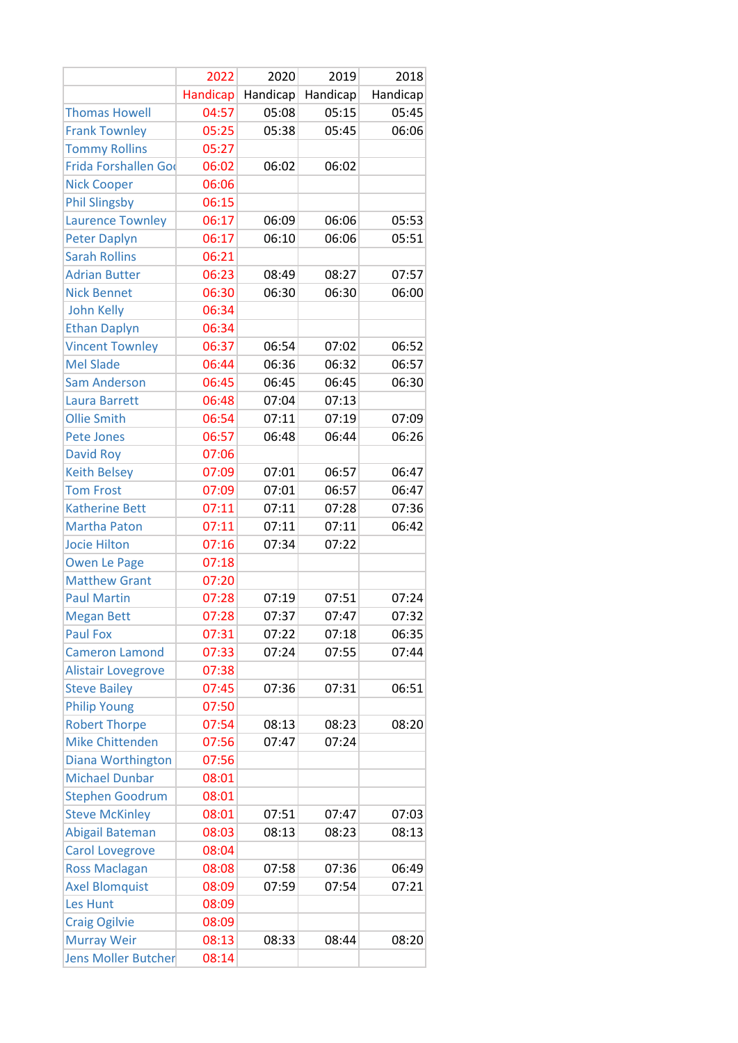| | 2022 | 2020 | 2019 | 2018 |
|---|---|---|---|---|
| | Handicap | Handicap | Handicap | Handicap |
| Thomas Howell | 04:57 | 05:08 | 05:15 | 05:45 |
| Frank Townley | 05:25 | 05:38 | 05:45 | 06:06 |
| Tommy Rollins | 05:27 | | | |
| Frida Forshallen Go | 06:02 | 06:02 | 06:02 | |
| Nick Cooper | 06:06 | | | |
| Phil Slingsby | 06:15 | | | |
| Laurence Townley | 06:17 | 06:09 | 06:06 | 05:53 |
| Peter Daplyn | 06:17 | 06:10 | 06:06 | 05:51 |
| Sarah Rollins | 06:21 | | | |
| Adrian Butter | 06:23 | 08:49 | 08:27 | 07:57 |
| Nick Bennet | 06:30 | 06:30 | 06:30 | 06:00 |
| John Kelly | 06:34 | | | |
| Ethan Daplyn | 06:34 | | | |
| Vincent Townley | 06:37 | 06:54 | 07:02 | 06:52 |
| Mel Slade | 06:44 | 06:36 | 06:32 | 06:57 |
| Sam Anderson | 06:45 | 06:45 | 06:45 | 06:30 |
| Laura Barrett | 06:48 | 07:04 | 07:13 | |
| Ollie Smith | 06:54 | 07:11 | 07:19 | 07:09 |
| Pete Jones | 06:57 | 06:48 | 06:44 | 06:26 |
| David Roy | 07:06 | | | |
| Keith Belsey | 07:09 | 07:01 | 06:57 | 06:47 |
| Tom Frost | 07:09 | 07:01 | 06:57 | 06:47 |
| Katherine Bett | 07:11 | 07:11 | 07:28 | 07:36 |
| Martha Paton | 07:11 | 07:11 | 07:11 | 06:42 |
| Jocie Hilton | 07:16 | 07:34 | 07:22 | |
| Owen Le Page | 07:18 | | | |
| Matthew Grant | 07:20 | | | |
| Paul Martin | 07:28 | 07:19 | 07:51 | 07:24 |
| Megan Bett | 07:28 | 07:37 | 07:47 | 07:32 |
| Paul Fox | 07:31 | 07:22 | 07:18 | 06:35 |
| Cameron Lamond | 07:33 | 07:24 | 07:55 | 07:44 |
| Alistair Lovegrove | 07:38 | | | |
| Steve Bailey | 07:45 | 07:36 | 07:31 | 06:51 |
| Philip Young | 07:50 | | | |
| Robert Thorpe | 07:54 | 08:13 | 08:23 | 08:20 |
| Mike Chittenden | 07:56 | 07:47 | 07:24 | |
| Diana Worthington | 07:56 | | | |
| Michael Dunbar | 08:01 | | | |
| Stephen Goodrum | 08:01 | | | |
| Steve McKinley | 08:01 | 07:51 | 07:47 | 07:03 |
| Abigail Bateman | 08:03 | 08:13 | 08:23 | 08:13 |
| Carol Lovegrove | 08:04 | | | |
| Ross Maclagan | 08:08 | 07:58 | 07:36 | 06:49 |
| Axel Blomquist | 08:09 | 07:59 | 07:54 | 07:21 |
| Les Hunt | 08:09 | | | |
| Craig Ogilvie | 08:09 | | | |
| Murray Weir | 08:13 | 08:33 | 08:44 | 08:20 |
| Jens Moller Butcher | 08:14 | | | |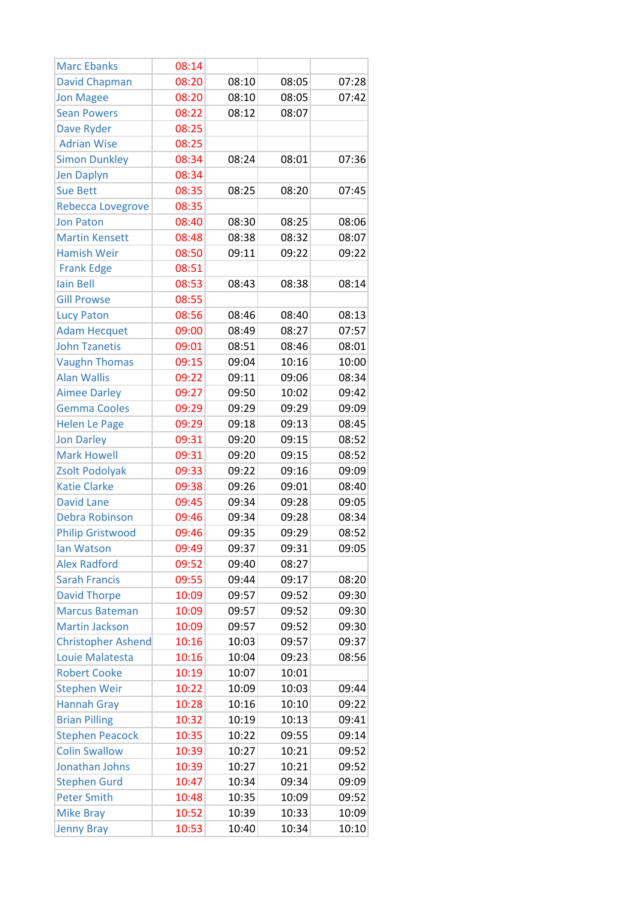| Marc Ebanks | 08:14 | | | |
|---|---|---|---|---|
| David Chapman | 08:20 | 08:10 | 08:05 | 07:28 |
| Jon Magee | 08:20 | 08:10 | 08:05 | 07:42 |
| Sean Powers | 08:22 | 08:12 | 08:07 | |
| Dave Ryder | 08:25 | | | |
| Adrian Wise | 08:25 | | | |
| Simon Dunkley | 08:34 | 08:24 | 08:01 | 07:36 |
| Jen Daplyn | 08:34 | | | |
| Sue Bett | 08:35 | 08:25 | 08:20 | 07:45 |
| Rebecca Lovegrove | 08:35 | | | |
| Jon Paton | 08:40 | 08:30 | 08:25 | 08:06 |
| Martin Kensett | 08:48 | 08:38 | 08:32 | 08:07 |
| Hamish Weir | 08:50 | 09:11 | 09:22 | 09:22 |
| Frank Edge | 08:51 | | | |
| Iain Bell | 08:53 | 08:43 | 08:38 | 08:14 |
| Gill Prowse | 08:55 | | | |
| Lucy Paton | 08:56 | 08:46 | 08:40 | 08:13 |
| Adam Hecquet | 09:00 | 08:49 | 08:27 | 07:57 |
| John Tzanetis | 09:01 | 08:51 | 08:46 | 08:01 |
| Vaughn Thomas | 09:15 | 09:04 | 10:16 | 10:00 |
| Alan Wallis | 09:22 | 09:11 | 09:06 | 08:34 |
| Aimee Darley | 09:27 | 09:50 | 10:02 | 09:42 |
| Gemma Cooles | 09:29 | 09:29 | 09:29 | 09:09 |
| Helen Le Page | 09:29 | 09:18 | 09:13 | 08:45 |
| Jon Darley | 09:31 | 09:20 | 09:15 | 08:52 |
| Mark Howell | 09:31 | 09:20 | 09:15 | 08:52 |
| Zsolt Podolyak | 09:33 | 09:22 | 09:16 | 09:09 |
| Katie Clarke | 09:38 | 09:26 | 09:01 | 08:40 |
| David Lane | 09:45 | 09:34 | 09:28 | 09:05 |
| Debra Robinson | 09:46 | 09:34 | 09:28 | 08:34 |
| Philip Gristwood | 09:46 | 09:35 | 09:29 | 08:52 |
| Ian Watson | 09:49 | 09:37 | 09:31 | 09:05 |
| Alex Radford | 09:52 | 09:40 | 08:27 | |
| Sarah Francis | 09:55 | 09:44 | 09:17 | 08:20 |
| David Thorpe | 10:09 | 09:57 | 09:52 | 09:30 |
| Marcus Bateman | 10:09 | 09:57 | 09:52 | 09:30 |
| Martin Jackson | 10:09 | 09:57 | 09:52 | 09:30 |
| Christopher Ashend | 10:16 | 10:03 | 09:57 | 09:37 |
| Louie Malatesta | 10:16 | 10:04 | 09:23 | 08:56 |
| Robert Cooke | 10:19 | 10:07 | 10:01 | |
| Stephen Weir | 10:22 | 10:09 | 10:03 | 09:44 |
| Hannah Gray | 10:28 | 10:16 | 10:10 | 09:22 |
| Brian Pilling | 10:32 | 10:19 | 10:13 | 09:41 |
| Stephen Peacock | 10:35 | 10:22 | 09:55 | 09:14 |
| Colin Swallow | 10:39 | 10:27 | 10:21 | 09:52 |
| Jonathan Johns | 10:39 | 10:27 | 10:21 | 09:52 |
| Stephen Gurd | 10:47 | 10:34 | 09:34 | 09:09 |
| Peter Smith | 10:48 | 10:35 | 10:09 | 09:52 |
| Mike Bray | 10:52 | 10:39 | 10:33 | 10:09 |
| Jenny Bray | 10:53 | 10:40 | 10:34 | 10:10 |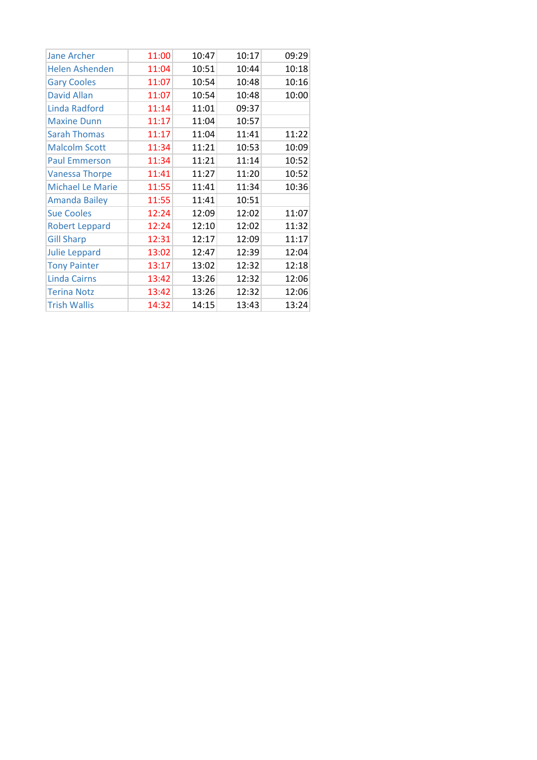| | | | | |
|---|---|---|---|---|
| Jane Archer | 11:00 | 10:47 | 10:17 | 09:29 |
| Helen Ashenden | 11:04 | 10:51 | 10:44 | 10:18 |
| Gary Cooles | 11:07 | 10:54 | 10:48 | 10:16 |
| David Allan | 11:07 | 10:54 | 10:48 | 10:00 |
| Linda Radford | 11:14 | 11:01 | 09:37 | |
| Maxine Dunn | 11:17 | 11:04 | 10:57 | |
| Sarah Thomas | 11:17 | 11:04 | 11:41 | 11:22 |
| Malcolm Scott | 11:34 | 11:21 | 10:53 | 10:09 |
| Paul Emmerson | 11:34 | 11:21 | 11:14 | 10:52 |
| Vanessa Thorpe | 11:41 | 11:27 | 11:20 | 10:52 |
| Michael Le Marie | 11:55 | 11:41 | 11:34 | 10:36 |
| Amanda Bailey | 11:55 | 11:41 | 10:51 | |
| Sue Cooles | 12:24 | 12:09 | 12:02 | 11:07 |
| Robert Leppard | 12:24 | 12:10 | 12:02 | 11:32 |
| Gill Sharp | 12:31 | 12:17 | 12:09 | 11:17 |
| Julie Leppard | 13:02 | 12:47 | 12:39 | 12:04 |
| Tony Painter | 13:17 | 13:02 | 12:32 | 12:18 |
| Linda Cairns | 13:42 | 13:26 | 12:32 | 12:06 |
| Terina Notz | 13:42 | 13:26 | 12:32 | 12:06 |
| Trish Wallis | 14:32 | 14:15 | 13:43 | 13:24 |